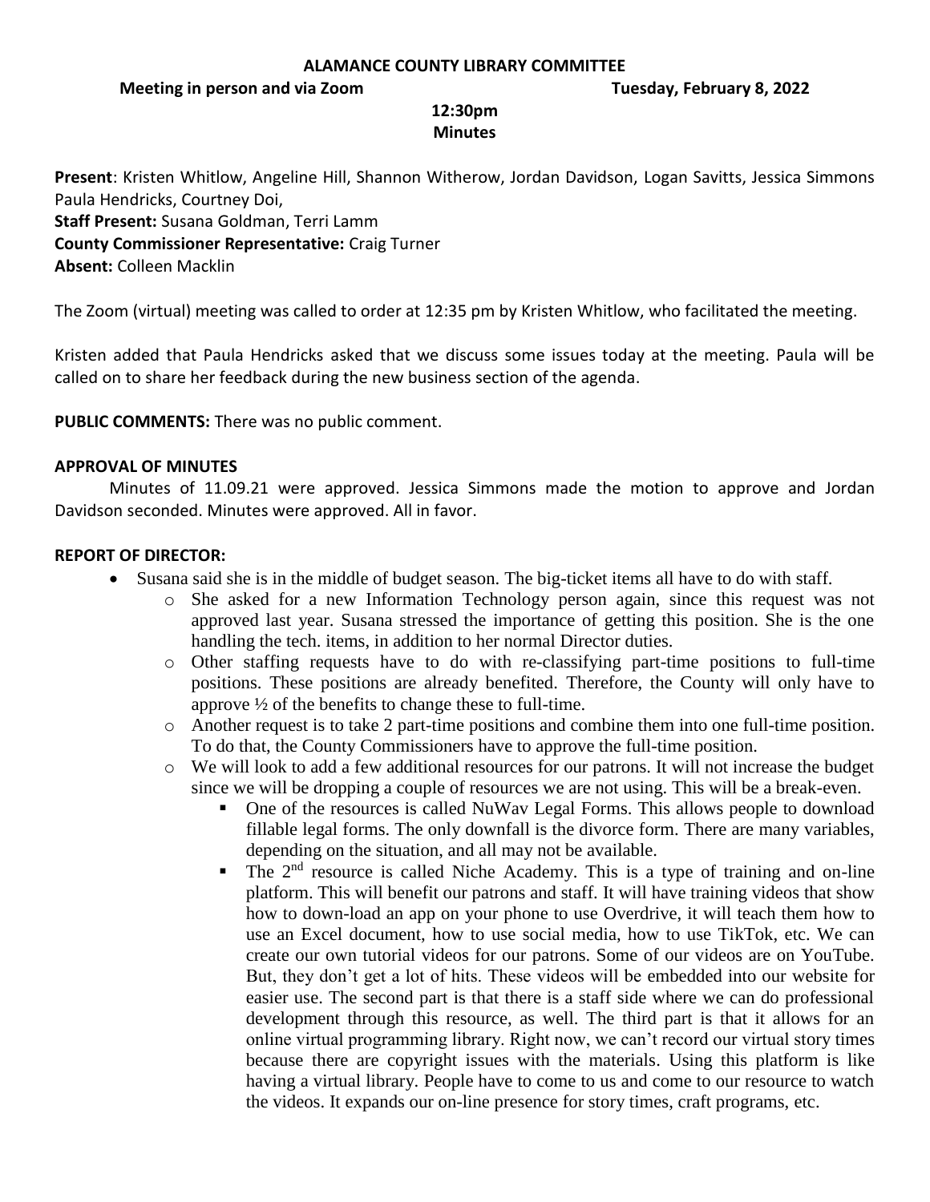# ALAMANCE COUNTY LIBRARY COMMITTEE

**Meeting in person and via Zoom** **Tuesday, February 8, 2022**

**12:30pm**

**Minutes**

**Present**: Kristen Whitlow, Angeline Hill, Shannon Witherow, Jordan Davidson, Logan Savitts, Jessica Simmons Paula Hendricks, Courtney Doi,
**Staff Present:** Susana Goldman, Terri Lamm
**County Commissioner Representative:** Craig Turner
**Absent:** Colleen Macklin

The Zoom (virtual) meeting was called to order at 12:35 pm by Kristen Whitlow, who facilitated the meeting.

Kristen added that Paula Hendricks asked that we discuss some issues today at the meeting. Paula will be called on to share her feedback during the new business section of the agenda.

**PUBLIC COMMENTS:** There was no public comment.

**APPROVAL OF MINUTES**

Minutes of 11.09.21 were approved. Jessica Simmons made the motion to approve and Jordan Davidson seconded. Minutes were approved. All in favor.

**REPORT OF DIRECTOR:**

- Susana said she is in the middle of budget season. The big-ticket items all have to do with staff.
  - She asked for a new Information Technology person again, since this request was not approved last year. Susana stressed the importance of getting this position. She is the one handling the tech. items, in addition to her normal Director duties.
  - Other staffing requests have to do with re-classifying part-time positions to full-time positions. These positions are already benefited. Therefore, the County will only have to approve ½ of the benefits to change these to full-time.
  - Another request is to take 2 part-time positions and combine them into one full-time position. To do that, the County Commissioners have to approve the full-time position.
  - We will look to add a few additional resources for our patrons. It will not increase the budget since we will be dropping a couple of resources we are not using. This will be a break-even.
    - One of the resources is called NuWav Legal Forms. This allows people to download fillable legal forms. The only downfall is the divorce form. There are many variables, depending on the situation, and all may not be available.
    - The 2nd resource is called Niche Academy. This is a type of training and on-line platform. This will benefit our patrons and staff. It will have training videos that show how to down-load an app on your phone to use Overdrive, it will teach them how to use an Excel document, how to use social media, how to use TikTok, etc. We can create our own tutorial videos for our patrons. Some of our videos are on YouTube. But, they don't get a lot of hits. These videos will be embedded into our website for easier use. The second part is that there is a staff side where we can do professional development through this resource, as well. The third part is that it allows for an online virtual programming library. Right now, we can't record our virtual story times because there are copyright issues with the materials. Using this platform is like having a virtual library. People have to come to us and come to our resource to watch the videos. It expands our on-line presence for story times, craft programs, etc.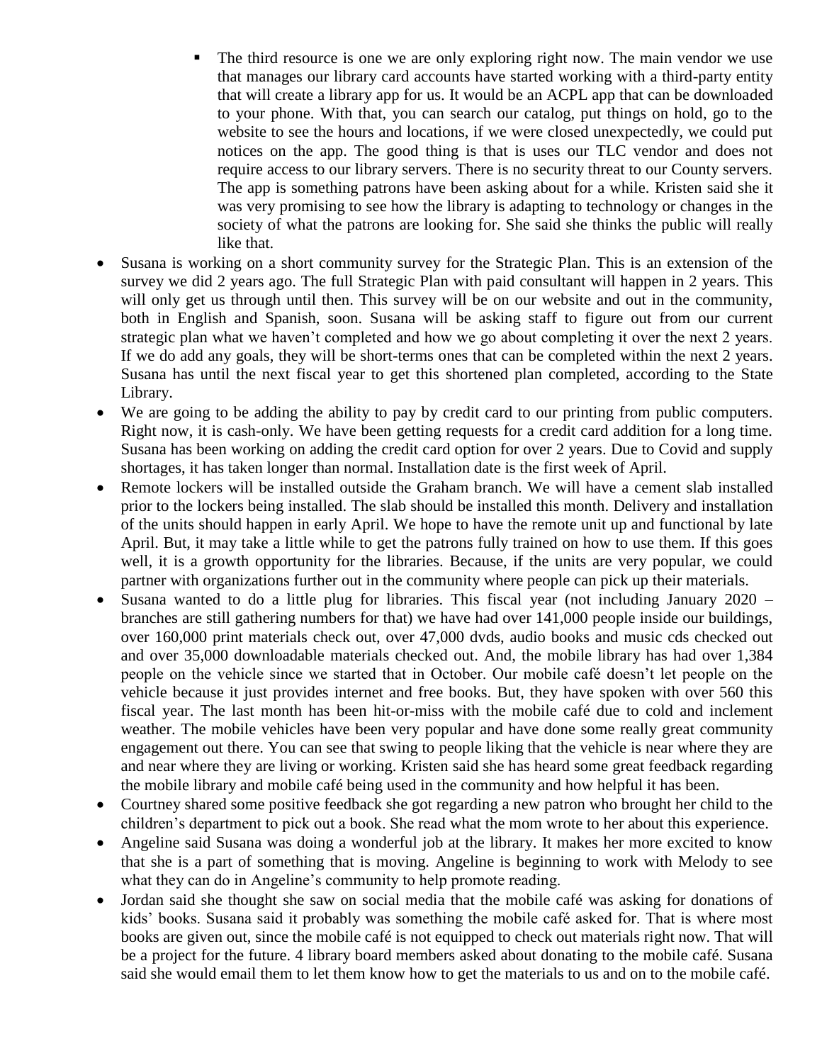- The third resource is one we are only exploring right now. The main vendor we use that manages our library card accounts have started working with a third-party entity that will create a library app for us. It would be an ACPL app that can be downloaded to your phone. With that, you can search our catalog, put things on hold, go to the website to see the hours and locations, if we were closed unexpectedly, we could put notices on the app. The good thing is that is uses our TLC vendor and does not require access to our library servers. There is no security threat to our County servers. The app is something patrons have been asking about for a while. Kristen said she it was very promising to see how the library is adapting to technology or changes in the society of what the patrons are looking for. She said she thinks the public will really like that.

- Susana is working on a short community survey for the Strategic Plan. This is an extension of the survey we did 2 years ago. The full Strategic Plan with paid consultant will happen in 2 years. This will only get us through until then. This survey will be on our website and out in the community, both in English and Spanish, soon. Susana will be asking staff to figure out from our current strategic plan what we haven't completed and how we go about completing it over the next 2 years. If we do add any goals, they will be short-terms ones that can be completed within the next 2 years. Susana has until the next fiscal year to get this shortened plan completed, according to the State Library.
- We are going to be adding the ability to pay by credit card to our printing from public computers. Right now, it is cash-only. We have been getting requests for a credit card addition for a long time. Susana has been working on adding the credit card option for over 2 years. Due to Covid and supply shortages, it has taken longer than normal. Installation date is the first week of April.
- Remote lockers will be installed outside the Graham branch. We will have a cement slab installed prior to the lockers being installed. The slab should be installed this month. Delivery and installation of the units should happen in early April. We hope to have the remote unit up and functional by late April. But, it may take a little while to get the patrons fully trained on how to use them. If this goes well, it is a growth opportunity for the libraries. Because, if the units are very popular, we could partner with organizations further out in the community where people can pick up their materials.
- Susana wanted to do a little plug for libraries. This fiscal year (not including January 2020 – branches are still gathering numbers for that) we have had over 141,000 people inside our buildings, over 160,000 print materials check out, over 47,000 dvds, audio books and music cds checked out and over 35,000 downloadable materials checked out. And, the mobile library has had over 1,384 people on the vehicle since we started that in October. Our mobile café doesn't let people on the vehicle because it just provides internet and free books. But, they have spoken with over 560 this fiscal year. The last month has been hit-or-miss with the mobile café due to cold and inclement weather. The mobile vehicles have been very popular and have done some really great community engagement out there. You can see that swing to people liking that the vehicle is near where they are and near where they are living or working. Kristen said she has heard some great feedback regarding the mobile library and mobile café being used in the community and how helpful it has been.
- Courtney shared some positive feedback she got regarding a new patron who brought her child to the children's department to pick out a book. She read what the mom wrote to her about this experience.
- Angeline said Susana was doing a wonderful job at the library. It makes her more excited to know that she is a part of something that is moving. Angeline is beginning to work with Melody to see what they can do in Angeline's community to help promote reading.
- Jordan said she thought she saw on social media that the mobile café was asking for donations of kids' books. Susana said it probably was something the mobile café asked for. That is where most books are given out, since the mobile café is not equipped to check out materials right now. That will be a project for the future. 4 library board members asked about donating to the mobile café. Susana said she would email them to let them know how to get the materials to us and on to the mobile café.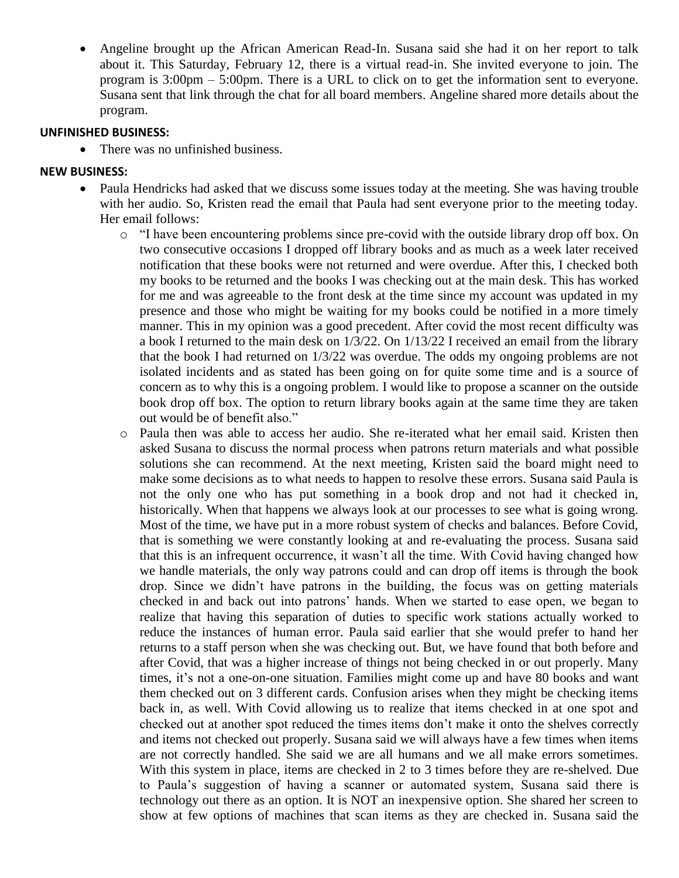- Angeline brought up the African American Read-In. Susana said she had it on her report to talk about it. This Saturday, February 12, there is a virtual read-in. She invited everyone to join. The program is 3:00pm – 5:00pm. There is a URL to click on to get the information sent to everyone. Susana sent that link through the chat for all board members. Angeline shared more details about the program.

**UNFINISHED BUSINESS:**

- There was no unfinished business.

**NEW BUSINESS:**

- Paula Hendricks had asked that we discuss some issues today at the meeting. She was having trouble with her audio. So, Kristen read the email that Paula had sent everyone prior to the meeting today. Her email follows:
    - "I have been encountering problems since pre-covid with the outside library drop off box. On two consecutive occasions I dropped off library books and as much as a week later received notification that these books were not returned and were overdue. After this, I checked both my books to be returned and the books I was checking out at the main desk. This has worked for me and was agreeable to the front desk at the time since my account was updated in my presence and those who might be waiting for my books could be notified in a more timely manner. This in my opinion was a good precedent. After covid the most recent difficulty was a book I returned to the main desk on 1/3/22. On 1/13/22 I received an email from the library that the book I had returned on 1/3/22 was overdue. The odds my ongoing problems are not isolated incidents and as stated has been going on for quite some time and is a source of concern as to why this is a ongoing problem. I would like to propose a scanner on the outside book drop off box. The option to return library books again at the same time they are taken out would be of benefit also."
    - Paula then was able to access her audio. She re-iterated what her email said. Kristen then asked Susana to discuss the normal process when patrons return materials and what possible solutions she can recommend. At the next meeting, Kristen said the board might need to make some decisions as to what needs to happen to resolve these errors. Susana said Paula is not the only one who has put something in a book drop and not had it checked in, historically. When that happens we always look at our processes to see what is going wrong. Most of the time, we have put in a more robust system of checks and balances. Before Covid, that is something we were constantly looking at and re-evaluating the process. Susana said that this is an infrequent occurrence, it wasn't all the time. With Covid having changed how we handle materials, the only way patrons could and can drop off items is through the book drop. Since we didn't have patrons in the building, the focus was on getting materials checked in and back out into patrons' hands. When we started to ease open, we began to realize that having this separation of duties to specific work stations actually worked to reduce the instances of human error. Paula said earlier that she would prefer to hand her returns to a staff person when she was checking out. But, we have found that both before and after Covid, that was a higher increase of things not being checked in or out properly. Many times, it's not a one-on-one situation. Families might come up and have 80 books and want them checked out on 3 different cards. Confusion arises when they might be checking items back in, as well. With Covid allowing us to realize that items checked in at one spot and checked out at another spot reduced the times items don't make it onto the shelves correctly and items not checked out properly. Susana said we will always have a few times when items are not correctly handled. She said we are all humans and we all make errors sometimes. With this system in place, items are checked in 2 to 3 times before they are re-shelved. Due to Paula's suggestion of having a scanner or automated system, Susana said there is technology out there as an option. It is NOT an inexpensive option. She shared her screen to show at few options of machines that scan items as they are checked in. Susana said the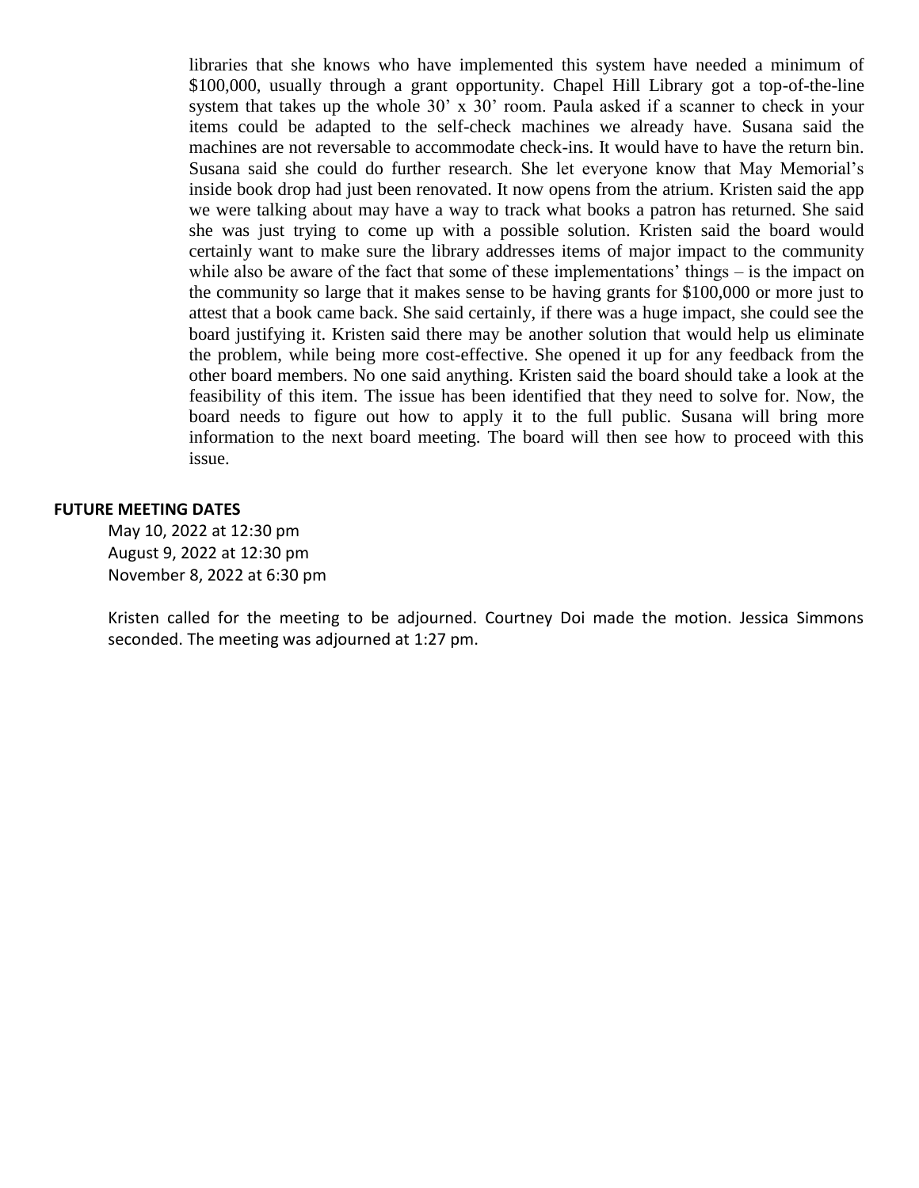libraries that she knows who have implemented this system have needed a minimum of $100,000, usually through a grant opportunity. Chapel Hill Library got a top-of-the-line system that takes up the whole 30' x 30' room. Paula asked if a scanner to check in your items could be adapted to the self-check machines we already have. Susana said the machines are not reversable to accommodate check-ins. It would have to have the return bin. Susana said she could do further research. She let everyone know that May Memorial's inside book drop had just been renovated. It now opens from the atrium. Kristen said the app we were talking about may have a way to track what books a patron has returned. She said she was just trying to come up with a possible solution. Kristen said the board would certainly want to make sure the library addresses items of major impact to the community while also be aware of the fact that some of these implementations' things – is the impact on the community so large that it makes sense to be having grants for $100,000 or more just to attest that a book came back. She said certainly, if there was a huge impact, she could see the board justifying it. Kristen said there may be another solution that would help us eliminate the problem, while being more cost-effective. She opened it up for any feedback from the other board members. No one said anything. Kristen said the board should take a look at the feasibility of this item. The issue has been identified that they need to solve for. Now, the board needs to figure out how to apply it to the full public. Susana will bring more information to the next board meeting. The board will then see how to proceed with this issue.

**FUTURE MEETING DATES**

May 10, 2022 at 12:30 pm
August 9, 2022 at 12:30 pm
November 8, 2022 at 6:30 pm

Kristen called for the meeting to be adjourned. Courtney Doi made the motion. Jessica Simmons seconded. The meeting was adjourned at 1:27 pm.